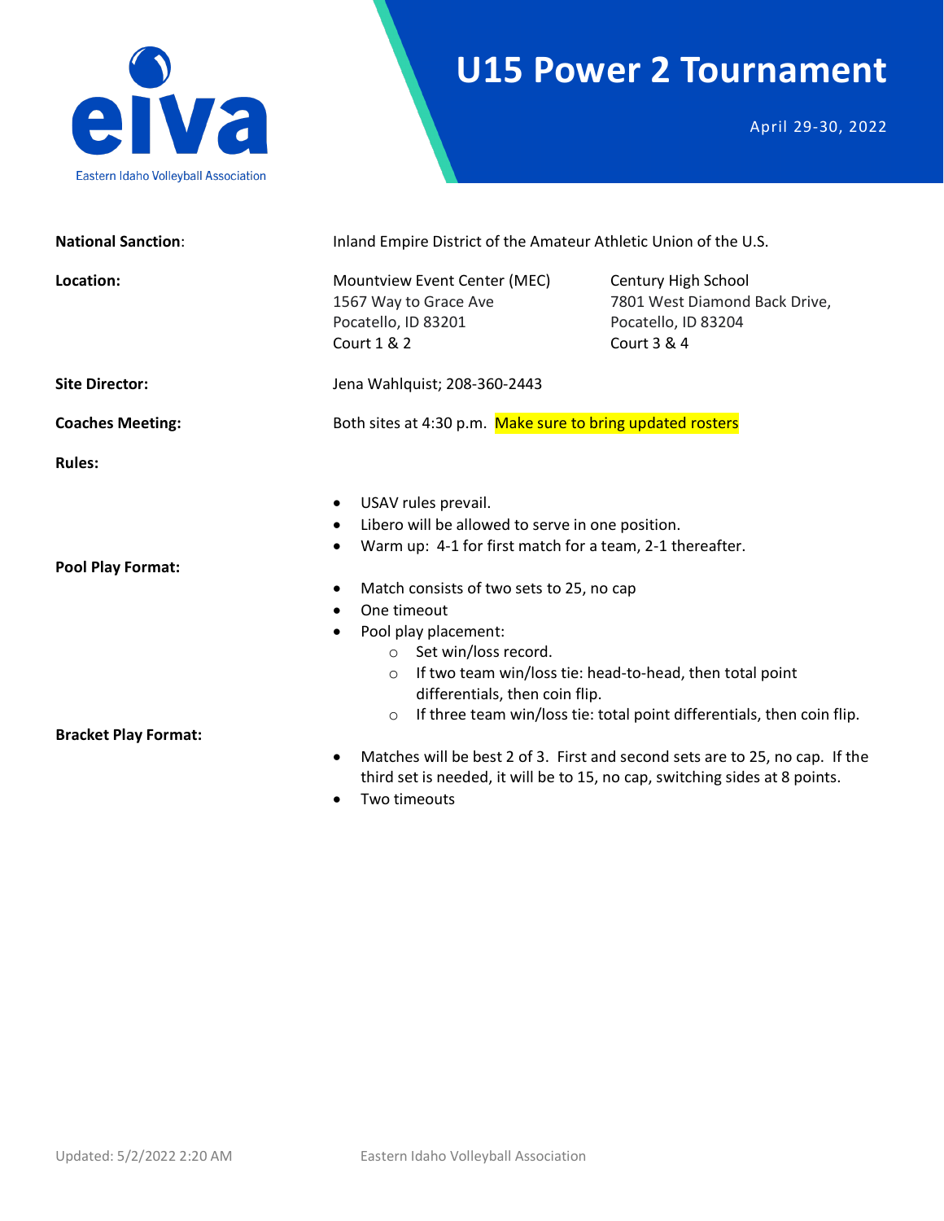Eastern Idaho Volleyball Association

# U15 Power 2 Tournament

April 29-30, 2022

**National Sanction**: Inland Empire District of the Amateur Athletic Union of the U.S.

**Location:**

Mountview Event Center (MEC)
1567 Way to Grace Ave
Pocatello, ID 83201
Court 1 & 2

Century High School
7801 West Diamond Back Drive,
Pocatello, ID 83204
Court 3 & 4

**Site Director:** Jena Wahlquist; 208-360-2443

**Coaches Meeting:** Both sites at 4:30 p.m. Make sure to bring updated rosters

**Rules:**

- USAV rules prevail.
- Libero will be allowed to serve in one position.
- Warm up: 4-1 for first match for a team, 2-1 thereafter.

**Pool Play Format:**

- Match consists of two sets to 25, no cap
- One timeout
- Pool play placement:
  - Set win/loss record.
  - If two team win/loss tie: head-to-head, then total point differentials, then coin flip.
  - If three team win/loss tie: total point differentials, then coin flip.

**Bracket Play Format:**

- Matches will be best 2 of 3. First and second sets are to 25, no cap. If the third set is needed, it will be to 15, no cap, switching sides at 8 points.
- Two timeouts

Updated: 5/2/2022 2:20 AM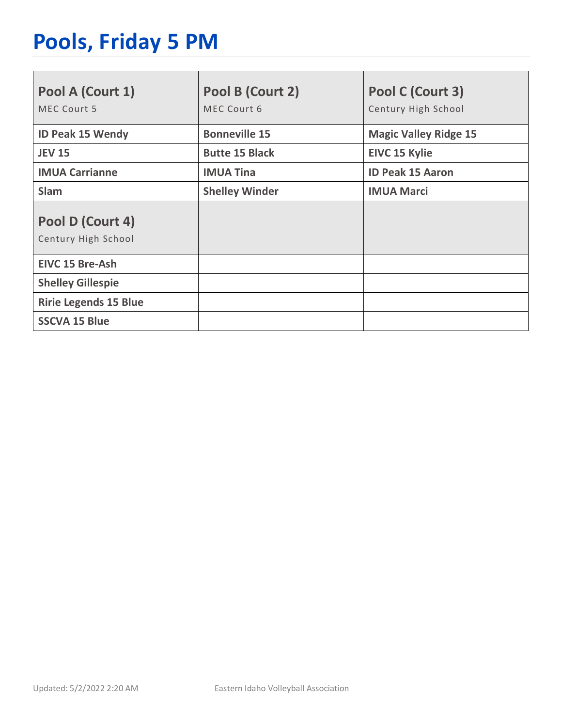# Pools, Friday 5 PM

| Pool A (Court 1)<br>MEC Court 5 | Pool B (Court 2)<br>MEC Court 6 | Pool C (Court 3)<br>Century High School |
|---|---|---|
| **ID Peak 15 Wendy** | **Bonneville 15** | **Magic Valley Ridge 15** |
| **JEV 15** | **Butte 15 Black** | **EIVC 15 Kylie** |
| **IMUA Carrianne** | **IMUA Tina** | **ID Peak 15 Aaron** |
| **Slam** | **Shelley Winder** | **IMUA Marci** |
| **Pool D (Court 4)**<br>Century High School | | |
| **EIVC 15 Bre-Ash** | | |
| **Shelley Gillespie** | | |
| **Ririe Legends 15 Blue** | | |
| **SSCVA 15 Blue** | | |

Updated: 5/2/2022 2:20 AM Eastern Idaho Volleyball Association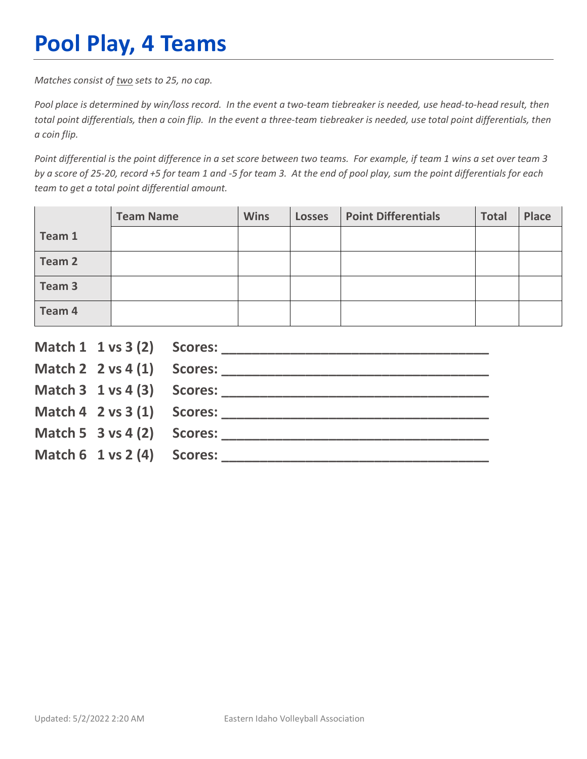# Pool Play, 4 Teams

*Matches consist of <u>two</u> sets to 25, no cap.*

*Pool place is determined by win/loss record. In the event a two-team tiebreaker is needed, use head-to-head result, then total point differentials, then a coin flip. In the event a three-team tiebreaker is needed, use total point differentials, then a coin flip.*

*Point differential is the point difference in a set score between two teams. For example, if team 1 wins a set over team 3 by a score of 25-20, record +5 for team 1 and -5 for team 3. At the end of pool play, sum the point differentials for each team to get a total point differential amount.*

| | Team Name | Wins | Losses | Point Differentials | Total | Place |
|---|---|---|---|---|---|---|
| Team 1 | | | | | | |
| Team 2 | | | | | | |
| Team 3 | | | | | | |
| Team 4 | | | | | | |

**Match 1 1 vs 3 (2) Scores: ________________________________**

**Match 2 2 vs 4 (1) Scores: ________________________________**

**Match 3 1 vs 4 (3) Scores: ________________________________**

**Match 4 2 vs 3 (1) Scores: ________________________________**

**Match 5 3 vs 4 (2) Scores: ________________________________**

**Match 6 1 vs 2 (4) Scores: ________________________________**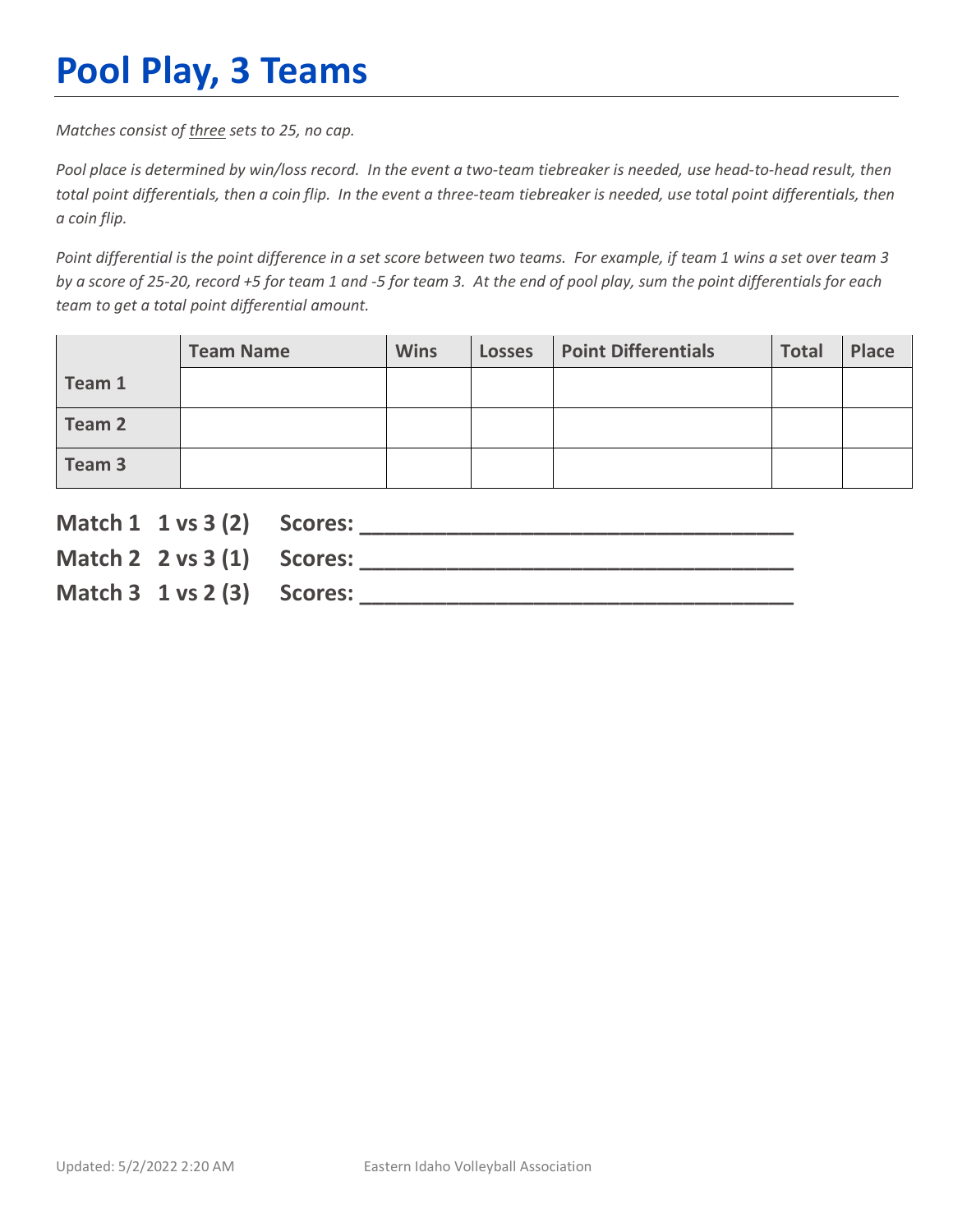# Pool Play, 3 Teams

*Matches consist of three sets to 25, no cap.*

*Pool place is determined by win/loss record. In the event a two-team tiebreaker is needed, use head-to-head result, then total point differentials, then a coin flip. In the event a three-team tiebreaker is needed, use total point differentials, then a coin flip.*

*Point differential is the point difference in a set score between two teams. For example, if team 1 wins a set over team 3 by a score of 25-20, record +5 for team 1 and -5 for team 3. At the end of pool play, sum the point differentials for each team to get a total point differential amount.*

| | Team Name | Wins | Losses | Point Differentials | Total | Place |
|---|---|---|---|---|---|---|
| **Team 1** | | | | | | |
| **Team 2** | | | | | | |
| **Team 3** | | | | | | |

**Match 1 1 vs 3 (2) Scores: ________________________________**

**Match 2 2 vs 3 (1) Scores: ________________________________**

**Match 3 1 vs 2 (3) Scores: ________________________________**

Updated: 5/2/2022 2:20 AM Eastern Idaho Volleyball Association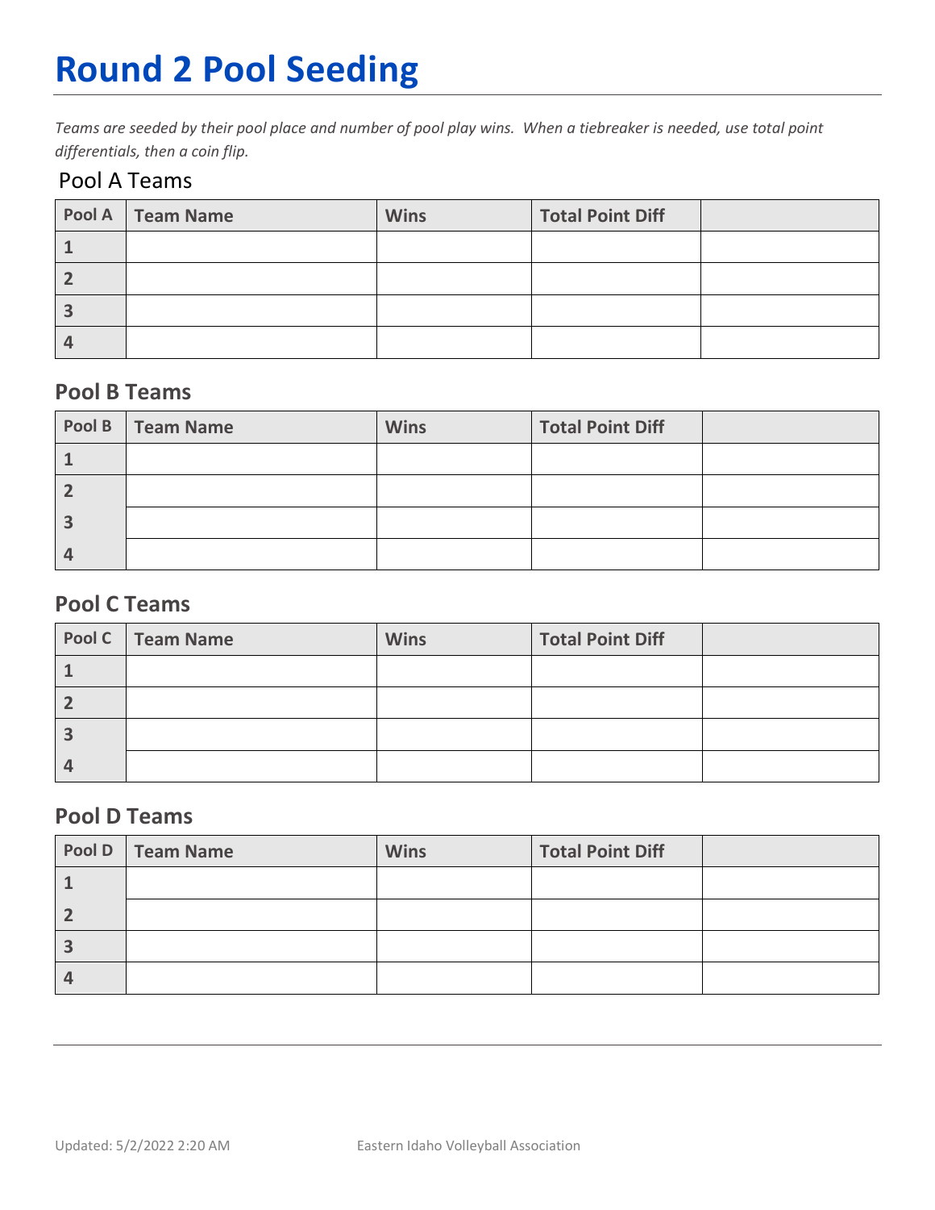# Round 2 Pool Seeding

*Teams are seeded by their pool place and number of pool play wins. When a tiebreaker is needed, use total point differentials, then a coin flip.*

## Pool A Teams

| Pool A | Team Name | Wins | Total Point Diff | |
|---|---|---|---|---|
| 1 | | | | |
| 2 | | | | |
| 3 | | | | |
| 4 | | | | |

## Pool B Teams

| Pool B | Team Name | Wins | Total Point Diff | |
|---|---|---|---|---|
| 1 | | | | |
| 2 | | | | |
| 3 | | | | |
| 4 | | | | |

## Pool C Teams

| Pool C | Team Name | Wins | Total Point Diff | |
|---|---|---|---|---|
| 1 | | | | |
| 2 | | | | |
| 3 | | | | |
| 4 | | | | |

## Pool D Teams

| Pool D | Team Name | Wins | Total Point Diff | |
|---|---|---|---|---|
| 1 | | | | |
| 2 | | | | |
| 3 | | | | |
| 4 | | | | |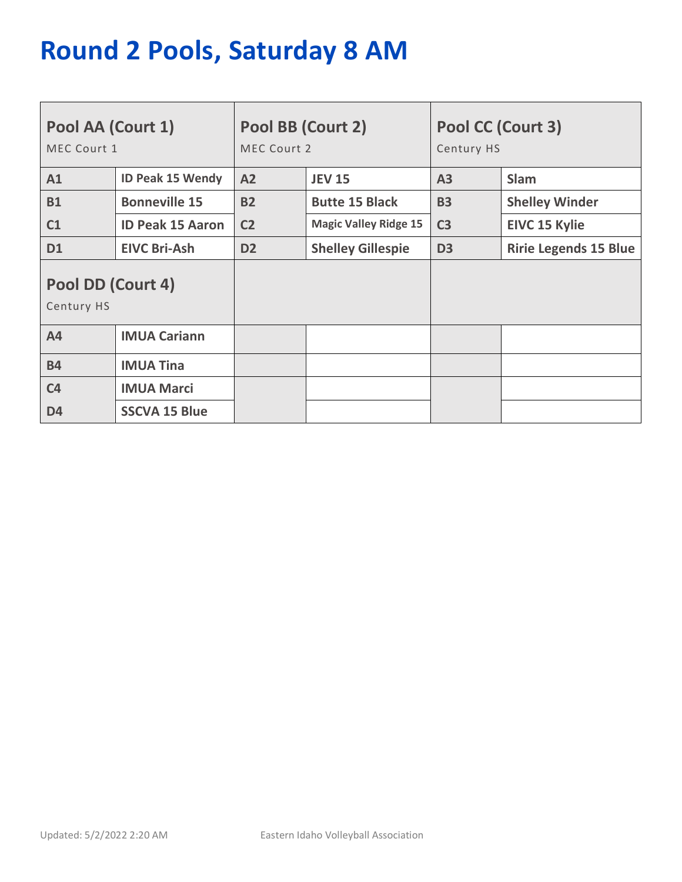# Round 2 Pools, Saturday 8 AM

| Pool AA (Court 1) MEC Court 1 | | Pool BB (Court 2) MEC Court 2 | | Pool CC (Court 3) Century HS | |
|---|---|---|---|---|---|
| A1 | ID Peak 15 Wendy | A2 | JEV 15 | A3 | Slam |
| B1 | Bonneville 15 | B2 | Butte 15 Black | B3 | Shelley Winder |
| C1 | ID Peak 15 Aaron | C2 | Magic Valley Ridge 15 | C3 | EIVC 15 Kylie |
| D1 | EIVC Bri-Ash | D2 | Shelley Gillespie | D3 | Ririe Legends 15 Blue |

| Pool DD (Court 4) Century HS | |
|---|---|
| A4 | IMUA Cariann |
| B4 | IMUA Tina |
| C4 | IMUA Marci |
| D4 | SSCVA 15 Blue |

Updated: 5/2/2022 2:20 AM

Eastern Idaho Volleyball Association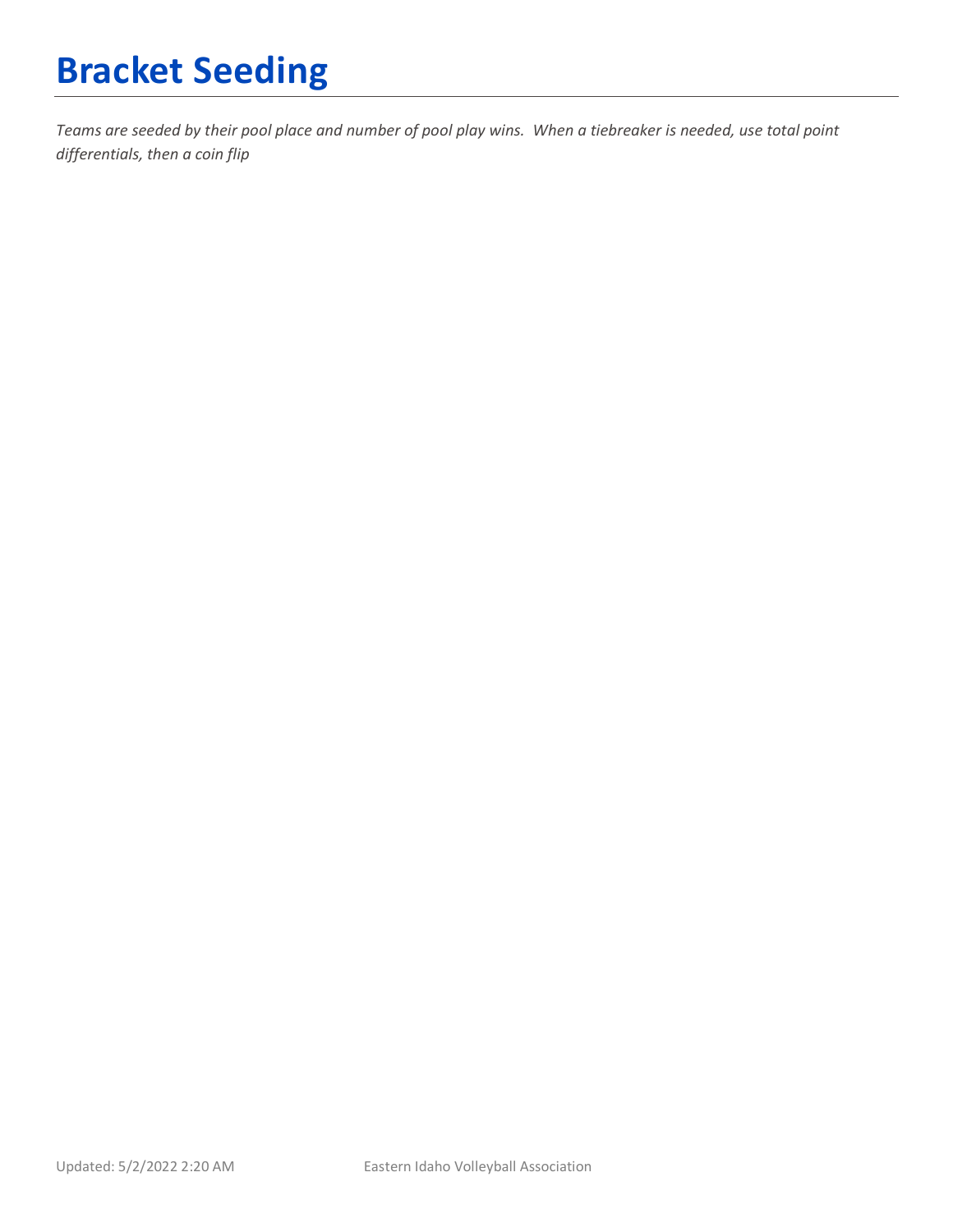# Bracket Seeding

*Teams are seeded by their pool place and number of pool play wins. When a tiebreaker is needed, use total point differentials, then a coin flip*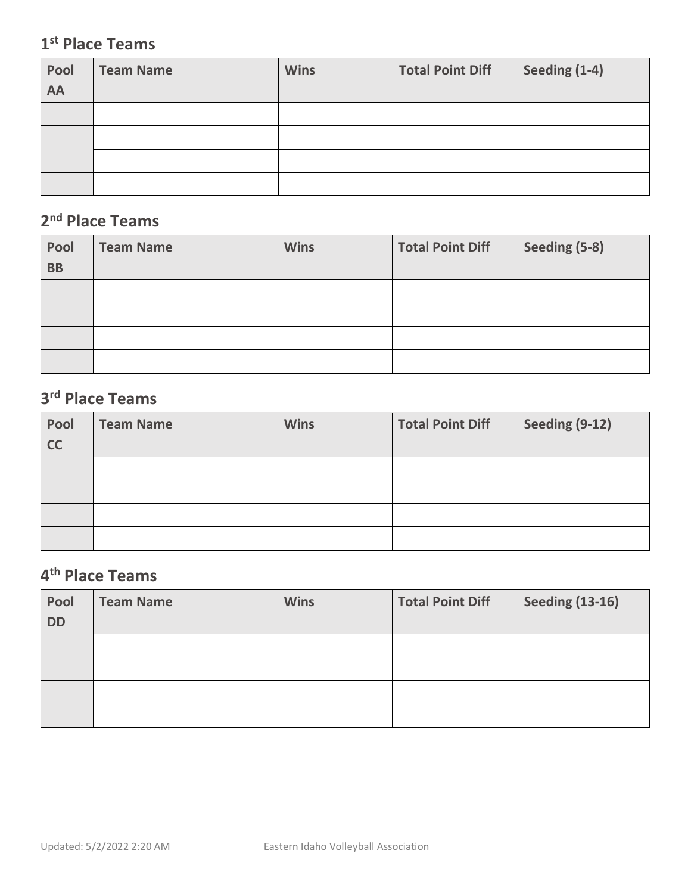## 1st Place Teams

| Pool AA | Team Name | Wins | Total Point Diff | Seeding (1-4) |
|---|---|---|---|---|
| | | | | |
| | | | | |
| | | | | |
| | | | | |

## 2nd Place Teams

| Pool BB | Team Name | Wins | Total Point Diff | Seeding (5-8) |
|---|---|---|---|---|
| | | | | |
| | | | | |
| | | | | |
| | | | | |

## 3rd Place Teams

| Pool CC | Team Name | Wins | Total Point Diff | Seeding (9-12) |
|---|---|---|---|---|
| | | | | |
| | | | | |
| | | | | |
| | | | | |

## 4th Place Teams

| Pool DD | Team Name | Wins | Total Point Diff | Seeding (13-16) |
|---|---|---|---|---|
| | | | | |
| | | | | |
| | | | | |
| | | | | |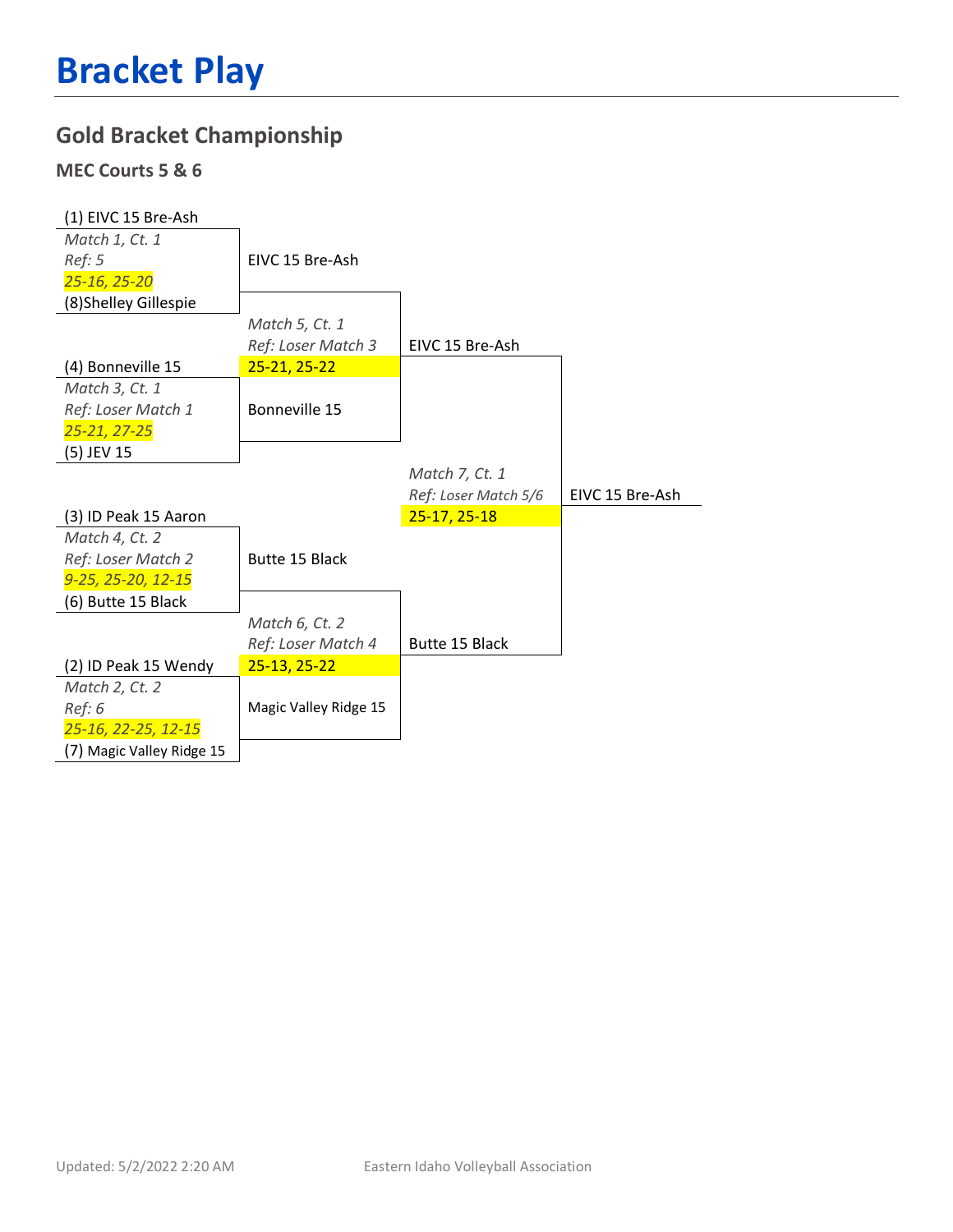# Bracket Play

## Gold Bracket Championship

### MEC Courts 5 & 6

(1) EIVC 15 Bre-Ash

*Match 1, Ct. 1*
*Ref: 5*
*25-16, 25-20*

(8)Shelley Gillespie

EIVC 15 Bre-Ash

*Match 5, Ct. 1*
*Ref: Loser Match 3*
25-21, 25-22

(4) Bonneville 15

*Match 3, Ct. 1*
*Ref: Loser Match 1*
*25-21, 27-25*

(5) JEV 15

Bonneville 15

EIVC 15 Bre-Ash

*Match 7, Ct. 1*
*Ref: Loser Match 5/6*
25-17, 25-18

EIVC 15 Bre-Ash

(3) ID Peak 15 Aaron

*Match 4, Ct. 2*
*Ref: Loser Match 2*
*9-25, 25-20, 12-15*

(6) Butte 15 Black

Butte 15 Black

*Match 6, Ct. 2*
*Ref: Loser Match 4*
25-13, 25-22

Butte 15 Black

(2) ID Peak 15 Wendy

*Match 2, Ct. 2*
*Ref: 6*
*25-16, 22-25, 12-15*

(7) Magic Valley Ridge 15

Magic Valley Ridge 15

Updated: 5/2/2022 2:20 AM

Eastern Idaho Volleyball Association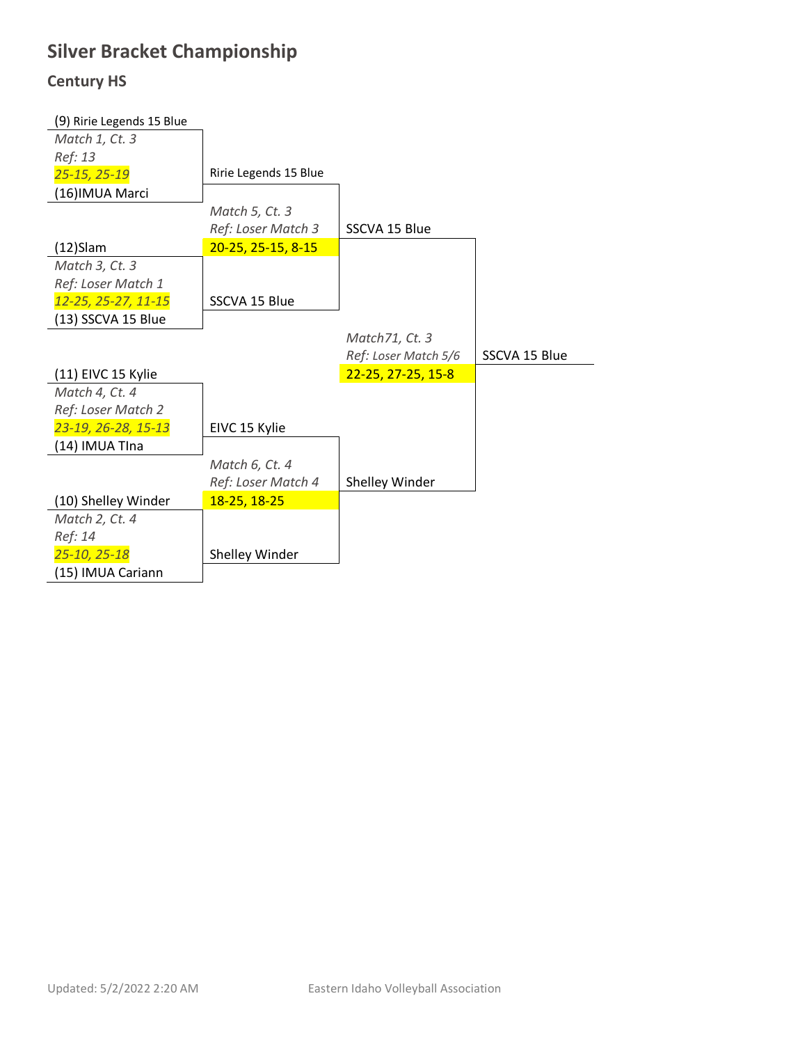# Silver Bracket Championship

## Century HS

(9) Ririe Legends 15 Blue
*Match 1, Ct. 3*
*Ref: 13*
*25-15, 25-19*
(16)IMUA Marci

Ririe Legends 15 Blue

*Match 5, Ct. 3*
*Ref: Loser Match 3*
20-25, 25-15, 8-15

SSCVA 15 Blue

(12)Slam
*Match 3, Ct. 3*
*Ref: Loser Match 1*
*12-25, 25-27, 11-15*
(13) SSCVA 15 Blue

SSCVA 15 Blue

*Match71, Ct. 3*
*Ref: Loser Match 5/6*
22-25, 27-25, 15-8

SSCVA 15 Blue

(11) EIVC 15 Kylie
*Match 4, Ct. 4*
*Ref: Loser Match 2*
*23-19, 26-28, 15-13*
(14) IMUA TIna

EIVC 15 Kylie

*Match 6, Ct. 4*
*Ref: Loser Match 4*
18-25, 18-25

Shelley Winder

(10) Shelley Winder
*Match 2, Ct. 4*
*Ref: 14*
*25-10, 25-18*
(15) IMUA Cariann

Shelley Winder

Updated: 5/2/2022 2:20 AM

Eastern Idaho Volleyball Association